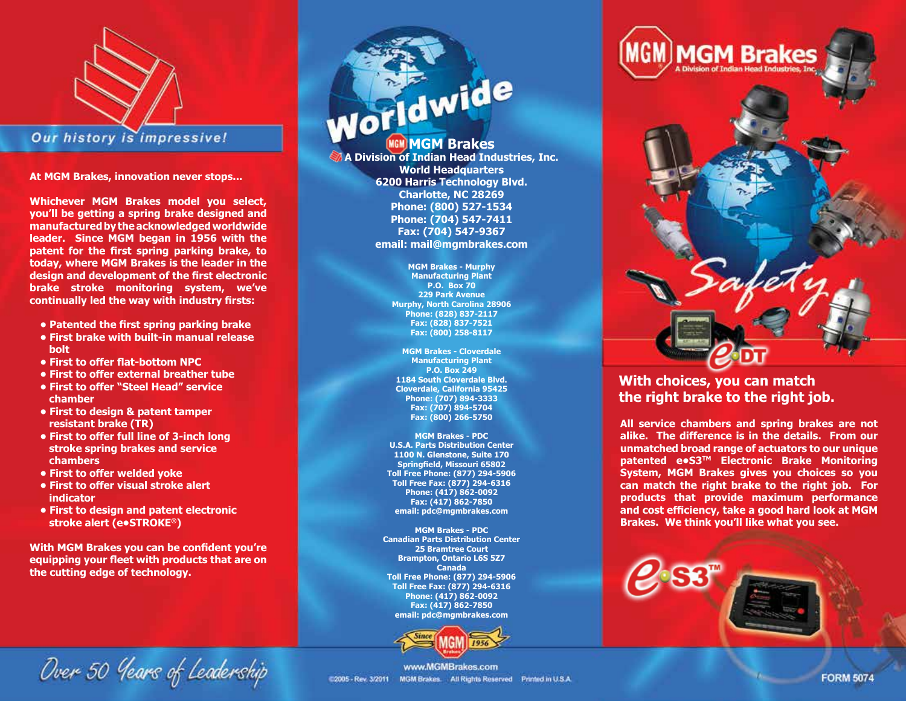## Our history is impressive!

**At MGM Brakes, innovation never stops...**

**Whichever MGM Brakes model you select, you'll be getting a spring brake designed and manufactured by the acknowledged worldwide leader. Since MGM began in 1956 with the patent for the first spring parking brake, to today, where MGM Brakes is the leader in the design and development of the first electronic brake stroke monitoring system, we've continually led the way with industry firsts:**

- **Patented the first spring parking brake**
- **First brake with built-in manual release bolt**
- **First to offer flat-bottom NPC**
- **First to offer external breather tube**
- **First to offer "Steel Head" service chamber**
- **First to design & patent tamper resistant brake (TR)**
- **First to offer full line of 3-inch long stroke spring brakes and service chambers**
- **First to offer welded yoke**
- **First to offer visual stroke alert indicator**
- **First to design and patent electronic stroke alert (e•STROKE®)**

**With MGM Brakes you can be confident you're equipping your fleet with products that are on the cutting edge of technology.**

*Over 50 Years of Leadership*

# Worldwide

**MGM Brakes**
**A Division of Indian Head Industries, Inc.**
**World Headquarters**
**6200 Harris Technology Blvd.**
**Charlotte, NC 28269**
**Phone: (800) 527-1534**
**Phone: (704) 547-7411**
**Fax: (704) 547-9367**
**email: mail@mgmbrakes.com**

**MGM Brakes - Murphy Manufacturing Plant**
P.O. Box 70
229 Park Avenue
Murphy, North Carolina 28906
Phone: (828) 837-2117
Fax: (828) 837-7521
Fax: (800) 258-8117

**MGM Brakes - Cloverdale Manufacturing Plant**
P.O. Box 249
1184 South Cloverdale Blvd.
Cloverdale, California 95425
Phone: (707) 894-3333
Fax: (707) 894-5704
Fax: (800) 266-5750

**MGM Brakes - PDC U.S.A. Parts Distribution Center**
1100 N. Glenstone, Suite 170
Springfield, Missouri 65802
Toll Free Phone: (877) 294-5906
Toll Free Fax: (877) 294-6316
Phone: (417) 862-0092
Fax: (417) 862-7850
email: pdc@mgmbrakes.com

**MGM Brakes - PDC Canadian Parts Distribution Center**
25 Bramtree Court
Brampton, Ontario L6S 5Z7
Canada
Toll Free Phone: (877) 294-5906
Toll Free Fax: (877) 294-6316
Phone: (417) 862-0092
Fax: (417) 862-7850
email: pdc@mgmbrakes.com

Since 1956

www.MGMBrakes.com

©2005 - Rev. 3/2011 MGM Brakes. All Rights Reserved Printed in U.S.A.

# MGM Brakes
A Division of Indian Head Industries, Inc.

Safety

e•DT

## With choices, you can match the right brake to the right job.

**All service chambers and spring brakes are not alike. The difference is in the details. From our unmatched broad range of actuators to our unique patented e•S3™ Electronic Brake Monitoring System, MGM Brakes gives you choices so you can match the right brake to the right job. For products that provide maximum performance and cost efficiency, take a good hard look at MGM Brakes. We think you'll like what you see.**

e•S3™

FORM 5074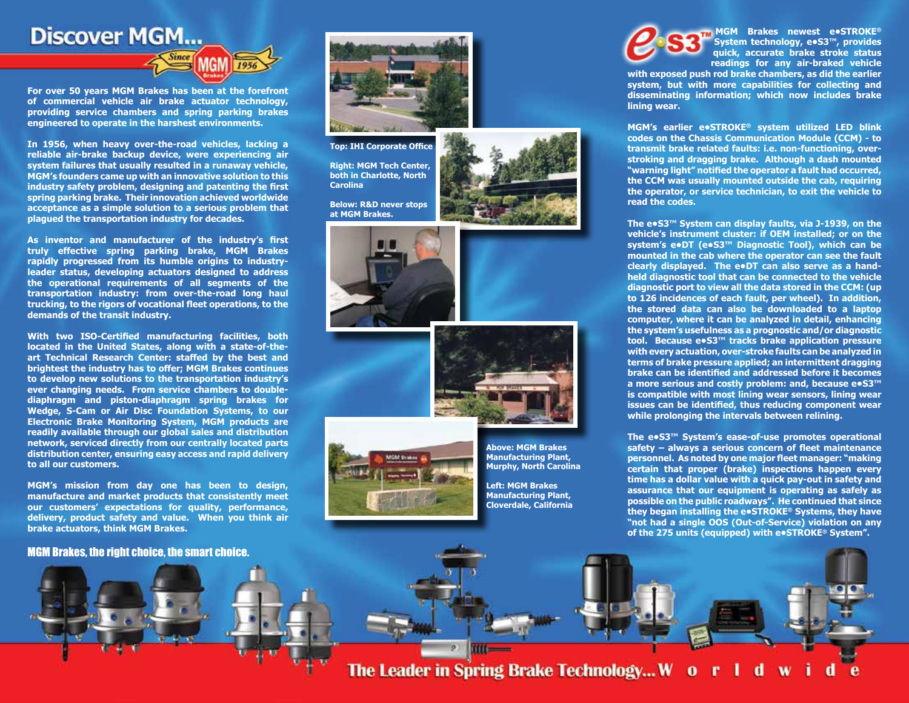# Discover MGM...

Since MGM Brakes 1956

For over 50 years MGM Brakes has been at the forefront of commercial vehicle air brake actuator technology, providing service chambers and spring parking brakes engineered to operate in the harshest environments.

In 1956, when heavy over-the-road vehicles, lacking a reliable air-brake backup device, were experiencing air system failures that usually resulted in a runaway vehicle, MGM's founders came up with an innovative solution to this industry safety problem, designing and patenting the first spring parking brake. Their innovation achieved worldwide acceptance as a simple solution to a serious problem that plagued the transportation industry for decades.

As inventor and manufacturer of the industry's first truly effective spring parking brake, MGM Brakes rapidly progressed from its humble origins to industry-leader status, developing actuators designed to address the operational requirements of all segments of the transportation industry: from over-the-road long haul trucking, to the rigors of vocational fleet operations, to the demands of the transit industry.

With two ISO-Certified manufacturing facilities, both located in the United States, along with a state-of-the-art Technical Research Center: staffed by the best and brightest the industry has to offer; MGM Brakes continues to develop new solutions to the transportation industry's ever changing needs. From service chambers to double-diaphragm and piston-diaphragm spring brakes for Wedge, S-Cam or Air Disc Foundation Systems, to our Electronic Brake Monitoring System, MGM products are readily available through our global sales and distribution network, serviced directly from our centrally located parts distribution center, ensuring easy access and rapid delivery to all our customers.

MGM's mission from day one has been to design, manufacture and market products that consistently meet our customers' expectations for quality, performance, delivery, product safety and value. When you think air brake actuators, think MGM Brakes.

**MGM Brakes, the right choice, the smart choice.**

**Top: IHI Corporate Office**

**Right: MGM Tech Center, both in Charlotte, North Carolina**

**Below: R&D never stops at MGM Brakes.**

**Above: MGM Brakes Manufacturing Plant, Murphy, North Carolina**

**Left: MGM Brakes Manufacturing Plant, Cloverdale, California**

e•S3™ MGM Brakes newest e•STROKE® System technology, e•S3™, provides quick, accurate brake stroke status readings for any air-braked vehicle with exposed push rod brake chambers, as did the earlier system, but with more capabilities for collecting and disseminating information; which now includes brake lining wear.

MGM's earlier e•STROKE® system utilized LED blink codes on the Chassis Communication Module (CCM) - to transmit brake related faults: i.e. non-functioning, over-stroking and dragging brake. Although a dash mounted "warning light" notified the operator a fault had occurred, the CCM was usually mounted outside the cab, requiring the operator, or service technician, to exit the vehicle to read the codes.

The e•S3™ System can display faults, via J-1939, on the vehicle's instrument cluster: if OEM installed; or on the system's e•DT (e•S3™ Diagnostic Tool), which can be mounted in the cab where the operator can see the fault clearly displayed. The e•DT can also serve as a hand-held diagnostic tool that can be connected to the vehicle diagnostic port to view all the data stored in the CCM: (up to 126 incidences of each fault, per wheel). In addition, the stored data can also be downloaded to a laptop computer, where it can be analyzed in detail, enhancing the system's usefulness as a prognostic and/or diagnostic tool. Because e•S3™ tracks brake application pressure with every actuation, over-stroke faults can be analyzed in terms of brake pressure applied; an intermittent dragging brake can be identified and addressed before it becomes a more serious and costly problem: and, because e•S3™ is compatible with most lining wear sensors, lining wear issues can be identified, thus reducing component wear while prolonging the intervals between relining.

The e•S3™ System's ease-of-use promotes operational safety – always a serious concern of fleet maintenance personnel. As noted by one major fleet manager: "making certain that proper (brake) inspections happen every time has a dollar value with a quick pay-out in safety and assurance that our equipment is operating as safely as possible on the public roadways". He continued that since they began installing the e•STROKE® Systems, they have "not had a single OOS (Out-of-Service) violation on any of the 275 units (equipped) with e•STROKE® System".

The Leader in Spring Brake Technology...Worldwide